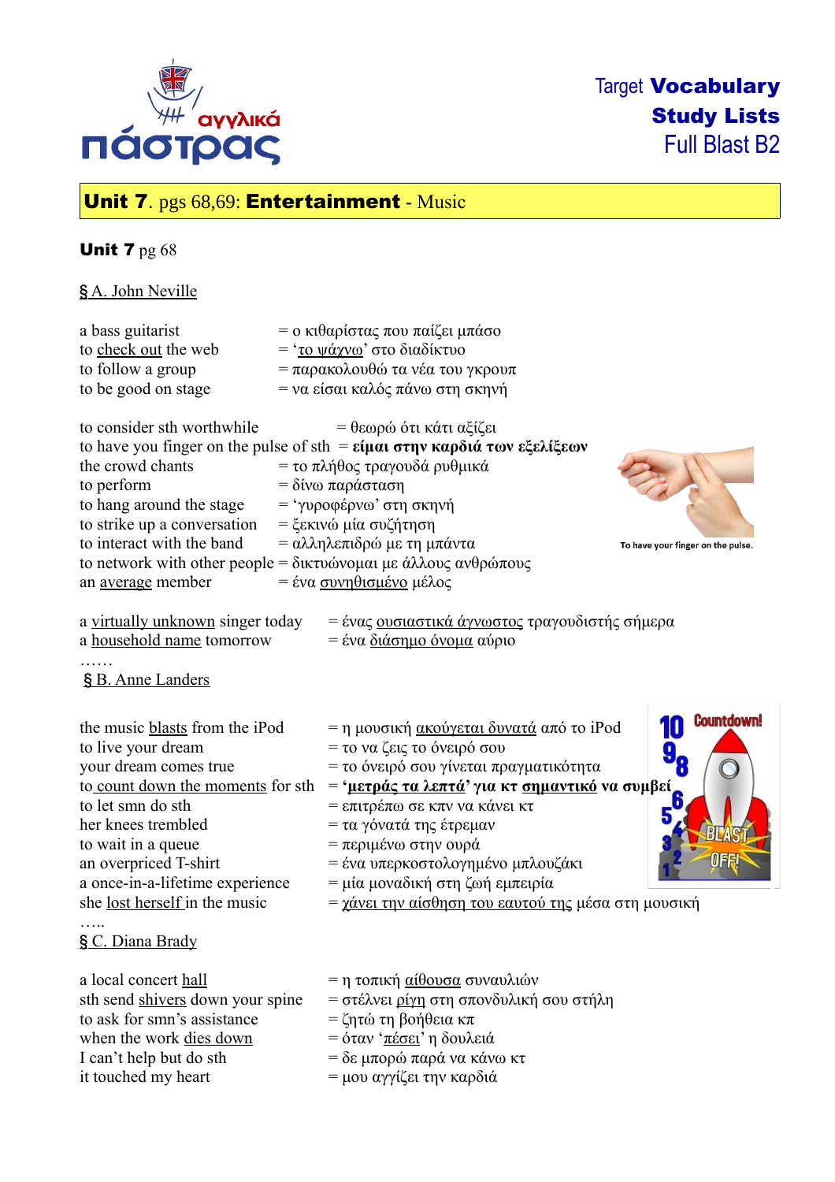Target **Vocabulary Study Lists**
Full Blast B2

## **Unit 7**. pgs 68,69: **Entertainment** - Music

### **Unit 7** pg 68

§ A. John Neville

a bass guitarist = ο κιθαρίστας που παίζει μπάσο
to check out the web = 'το ψάχνω' στο διαδίκτυο
to follow a group = παρακολουθώ τα νέα του γκρουπ
to be good on stage = να είσαι καλός πάνω στη σκηνή

to consider sth worthwhile = θεωρώ ότι κάτι αξίζει
to have you finger on the pulse of sth = **είμαι στην καρδιά των εξελίξεων**
the crowd chants = το πλήθος τραγουδά ρυθμικά
to perform = δίνω παράσταση
to hang around the stage = 'γυροφέρνω' στη σκηνή
to strike up a conversation = ξεκινώ μία συζήτηση
to interact with the band = αλληλεπιδρώ με τη μπάντα
to network with other people = δικτυώνομαι με άλλους ανθρώπους
an average member = ένα συνηθισμένο μέλος

To have your finger on the pulse.

a virtually unknown singer today = ένας ουσιαστικά άγνωστος τραγουδιστής σήμερα
a household name tomorrow = ένα διάσημο όνομα αύριο
……

§ B. Anne Landers

the music blasts from the iPod = η μουσική ακούγεται δυνατά από το iPod
to live your dream = το να ζεις το όνειρό σου
your dream comes true = το όνειρό σου γίνεται πραγματικότητα
to count down the moments for sth = **'μετράς τα λεπτά' για κτ σημαντικό να συμβεί**
to let smn do sth = επιτρέπω σε κπν να κάνει κτ
her knees trembled = τα γόνατά της έτρεμαν
to wait in a queue = περιμένω στην ουρά
an overpriced T-shirt = ένα υπερκοστολογημένο μπλουζάκι
a once-in-a-lifetime experience = μία μοναδική στη ζωή εμπειρία
she lost herself in the music = χάνει την αίσθηση του εαυτού της μέσα στη μουσική
…..

§ C. Diana Brady

a local concert hall = η τοπική αίθουσα συναυλιών
sth send shivers down your spine = στέλνει ρίγη στη σπονδυλική σου στήλη
to ask for smn's assistance = ζητώ τη βοήθεια κπ
when the work dies down = όταν 'πέσει' η δουλειά
I can't help but do sth = δε μπορώ παρά να κάνω κτ
it touched my heart = μου αγγίζει την καρδιά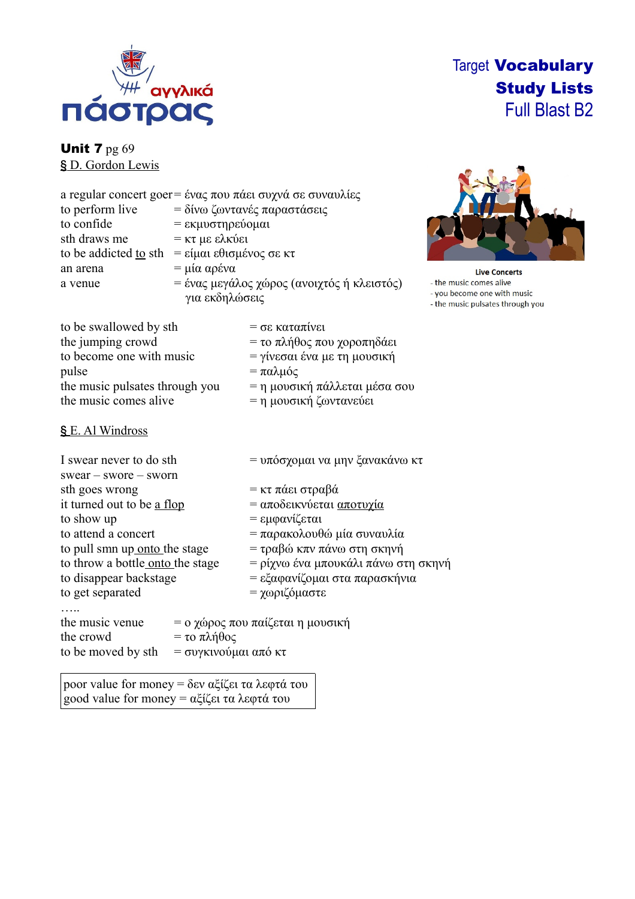Target **Vocabulary Study Lists** Full Blast B2

**Unit 7** pg 69

§ D. Gordon Lewis

a regular concert goer = ένας που πάει συχνά σε συναυλίες
to perform live = δίνω ζωντανές παραστάσεις
to confide = εκμυστηρεύομαι
sth draws me = κτ με ελκύει
to be addicted to sth = είμαι εθισμένος σε κτ
an arena = μία αρένα
a venue = ένας μεγάλος χώρος (ανοιχτός ή κλειστός) για εκδηλώσεις

to be swallowed by sth = σε καταπίνει
the jumping crowd = το πλήθος που χοροπηδάει
to become one with music = γίνεσαι ένα με τη μουσική
pulse = παλμός
the music pulsates through you = η μουσική πάλλεται μέσα σου
the music comes alive = η μουσική ζωντανεύει

**Live Concerts**
- the music comes alive
- you become one with music
- the music pulsates through you

§ E. Al Windross

I swear never to do sth = υπόσχομαι να μην ξανακάνω κτ
swear – swore – sworn
sth goes wrong = κτ πάει στραβά
it turned out to be a flop = αποδεικνύεται αποτυχία
to show up = εμφανίζεται
to attend a concert = παρακολουθώ μία συναυλία
to pull smn up onto the stage = τραβώ κπν πάνω στη σκηνή
to throw a bottle onto the stage = ρίχνω ένα μπουκάλι πάνω στη σκηνή
to disappear backstage = εξαφανίζομαι στα παρασκήνια
to get separated = χωριζόμαστε

…..

the music venue = ο χώρος που παίζεται η μουσική
the crowd = το πλήθος
to be moved by sth = συγκινούμαι από κτ

poor value for money = δεν αξίζει τα λεφτά του
good value for money = αξίζει τα λεφτά του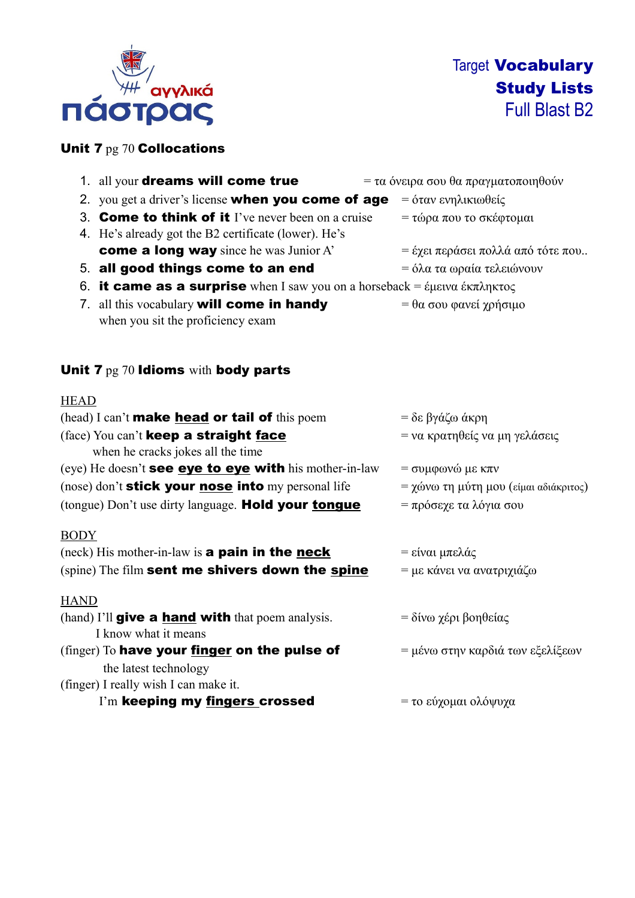αγγλικά πάστρας

Target **Vocabulary**
**Study Lists**
Full Blast B2

**Unit 7** pg 70 **Collocations**

1. all your **dreams will come true** = τα όνειρα σου θα πραγματοποιηθούν
2. you get a driver's license **when you come of age** = όταν ενηλικιωθείς
3. **Come to think of it** I've never been on a cruise = τώρα που το σκέφτομαι
4. He's already got the B2 certificate (lower). He's **come a long way** since he was Junior A' = έχει περάσει πολλά από τότε που..
5. **all good things come to an end** = όλα τα ωραία τελειώνουν
6. **it came as a surprise** when I saw you on a horseback = έμεινα έκπληκτος
7. all this vocabulary **will come in handy** when you sit the proficiency exam = θα σου φανεί χρήσιμο

**Unit 7** pg 70 **Idioms** with **body parts**

HEAD

(head) I can't **make head or tail of** this poem = δε βγάζω άκρη

(face) You can't **keep a straight face** when he cracks jokes all the time = να κρατηθείς να μη γελάσεις

(eye) He doesn't **see eye to eye with** his mother-in-law = συμφωνώ με κπν

(nose) don't **stick your nose into** my personal life = χώνω τη μύτη μου (είμαι αδιάκριτος)

(tongue) Don't use dirty language. **Hold your tongue** = πρόσεχε τα λόγια σου

BODY

(neck) His mother-in-law is **a pain in the neck** = είναι μπελάς

(spine) The film **sent me shivers down the spine** = με κάνει να ανατριχιάζω

HAND

(hand) I'll **give a hand with** that poem analysis. I know what it means = δίνω χέρι βοηθείας

(finger) To **have your finger on the pulse of** the latest technology = μένω στην καρδιά των εξελίξεων

(finger) I really wish I can make it. I'm **keeping my fingers crossed** = το εύχομαι ολόψυχα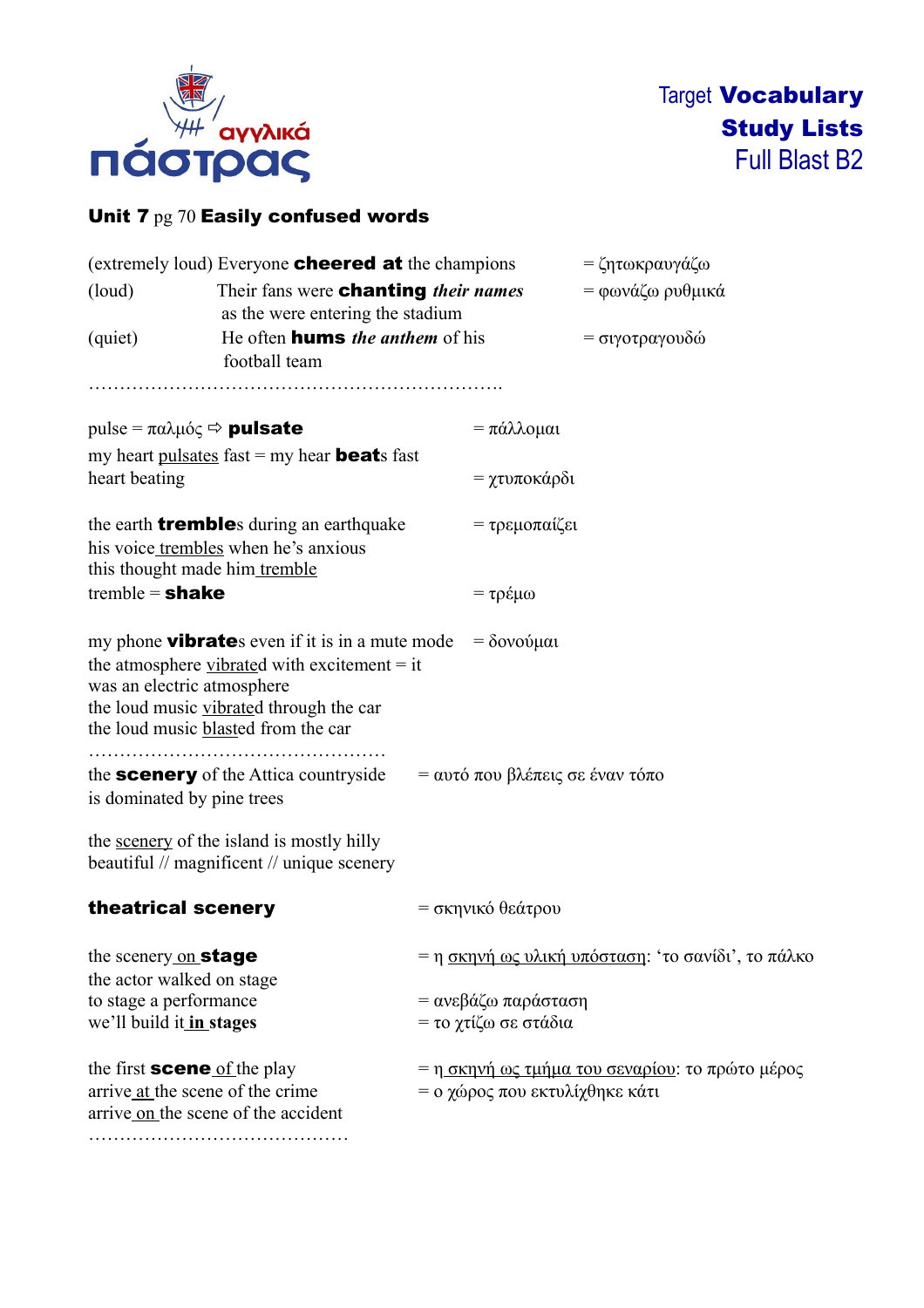**Target Vocabulary Study Lists**
Full Blast B2

## **Unit 7** pg 70 **Easily confused words**

(extremely loud) Everyone **cheered at** the champions = ζητωκραυγάζω

(loud) Their fans were **chanting** ***their names*** as the were entering the stadium = φωνάζω ρυθμικά

(quiet) He often **hums** ***the anthem*** of his football team = σιγοτραγουδώ

…………………………………………………………….

pulse = παλμός ⇨ **pulsate** = πάλλομαι

my heart pulsates fast = my hear **beat**s fast

heart beating = χτυποκάρδι

the earth **tremble**s during an earthquake = τρεμοπαίζει

his voice trembles when he's anxious

this thought made him tremble

tremble = **shake** = τρέμω

my phone **vibrate**s even if it is in a mute mode = δονούμαι

the atmosphere vibrated with excitement = it was an electric atmosphere

the loud music vibrated through the car

the loud music blasted from the car

……………………………………………

the **scenery** of the Attica countryside is dominated by pine trees = αυτό που βλέπεις σε έναν τόπο

the scenery of the island is mostly hilly

beautiful // magnificent // unique scenery

**theatrical scenery** = σκηνικό θεάτρου

the scenery on **stage** = η σκηνή ως υλική υπόσταση: 'το σανίδι', το πάλκο

the actor walked on stage

to stage a performance = ανεβάζω παράσταση

we'll build it **in stages** = το χτίζω σε στάδια

the first **scene** of the play = η σκηνή ως τμήμα του σεναρίου: το πρώτο μέρος

arrive at the scene of the crime = ο χώρος που εκτυλίχθηκε κάτι

arrive on the scene of the accident

……………………………………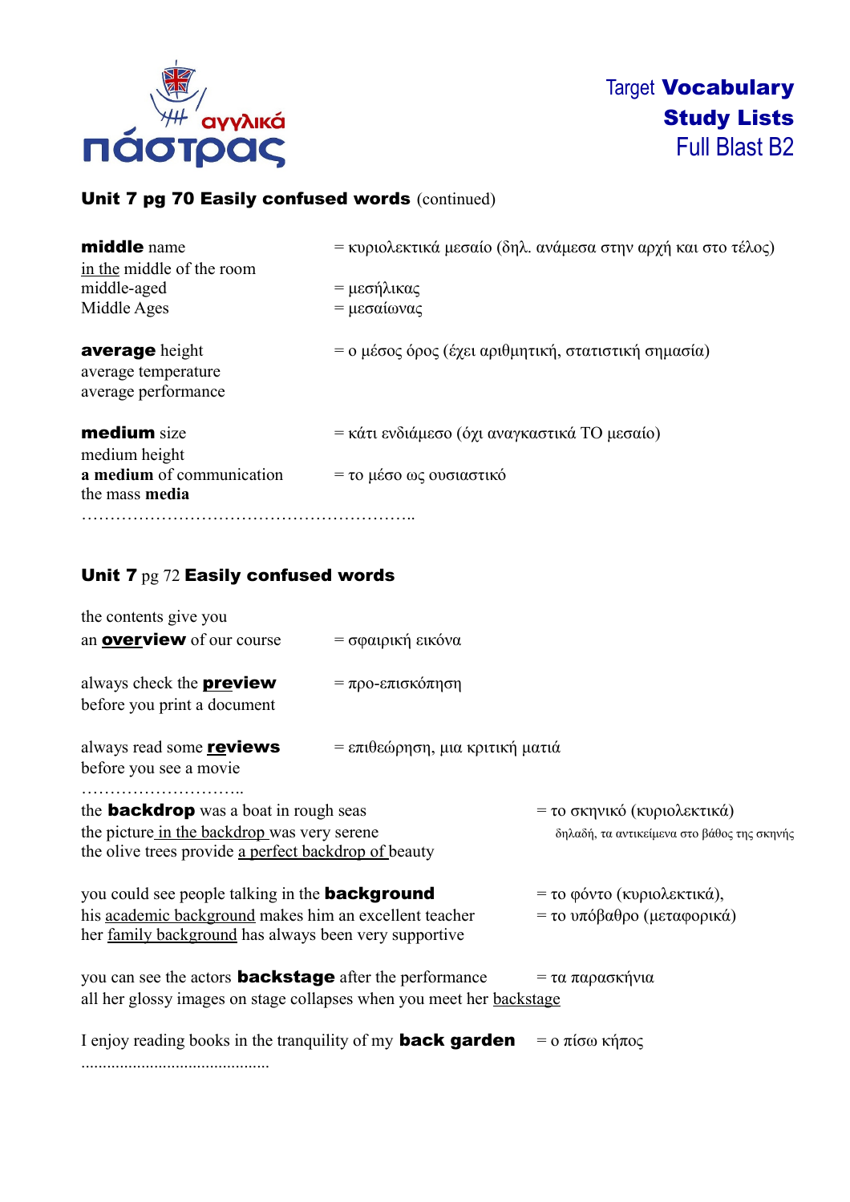**Unit 7 pg 70 Easily confused words** (continued)

| | |
|---|---|
| **middle** name | = κυριολεκτικά μεσαίο (δηλ. ανάμεσα στην αρχή και στο τέλος) |
| <u>in the</u> middle of the room | |
| middle-aged | = μεσήλικας |
| Middle Ages | = μεσαίωνας |
| | |
| **average** height | = ο μέσος όρος (έχει αριθμητική, στατιστική σημασία) |
| average temperature | |
| average performance | |
| | |
| **medium** size | = κάτι ενδιάμεσο (όχι αναγκαστικά ΤΟ μεσαίο) |
| medium height | |
| **a medium** of communication | = το μέσο ως ουσιαστικό |
| the mass **media** | |

……………………………………………………..

**Unit 7** pg 72 **Easily confused words**

| | |
|---|---|
| the contents give you an <u>**overview**</u> of our course | = σφαιρική εικόνα |
| always check the <u>**preview**</u> before you print a document | = προ-επισκόπηση |
| always read some <u>**reviews**</u> before you see a movie | = επιθεώρηση, μια κριτική ματιά |

………………………..

| | |
|---|---|
| the **backdrop** was a boat in rough seas | = το σκηνικό (κυριολεκτικά) |
| the picture <u>in the backdrop</u> was very serene | δηλαδή, τα αντικείμενα στο βάθος της σκηνής |
| the olive trees provide <u>a perfect backdrop of</u> beauty | |
| | |
| you could see people talking in the **background** | = το φόντο (κυριολεκτικά), |
| his <u>academic background</u> makes him an excellent teacher | = το υπόβαθρο (μεταφορικά) |
| her <u>family background</u> has always been very supportive | |
| | |
| you can see the actors **backstage** after the performance | = τα παρασκήνια |
| all her glossy images on stage collapses when you meet her <u>backstage</u> | |
| | |
| I enjoy reading books in the tranquility of my **back garden** | = ο πίσω κήπος |

............................................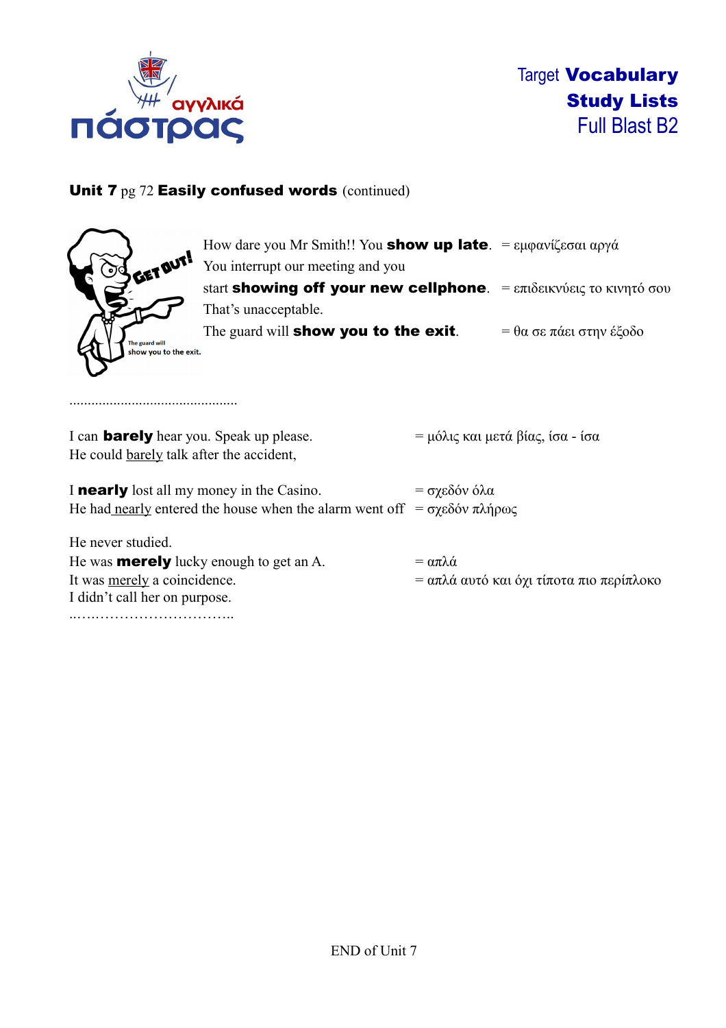Target **Vocabulary Study Lists**
Full Blast B2

**Unit 7** pg 72 **Easily confused words** (continued)

How dare you Mr Smith!! You **show up late**. = εμφανίζεσαι αργά
You interrupt our meeting and you
start **showing off your new cellphone**. = επιδεικνύεις το κινητό σου
That's unacceptable.
The guard will **show you to the exit**. = θα σε πάει στην έξοδο

..............................................

I can **barely** hear you. Speak up please. = μόλις και μετά βίας, ίσα - ίσα
He could barely talk after the accident,

I **nearly** lost all my money in the Casino. = σχεδόν όλα
He had nearly entered the house when the alarm went off = σχεδόν πλήρως

He never studied.
He was **merely** lucky enough to get an A. = απλά
It was merely a coincidence. = απλά αυτό και όχι τίποτα πιο περίπλοκο
I didn't call her on purpose.
..…..………………………..

END of Unit 7